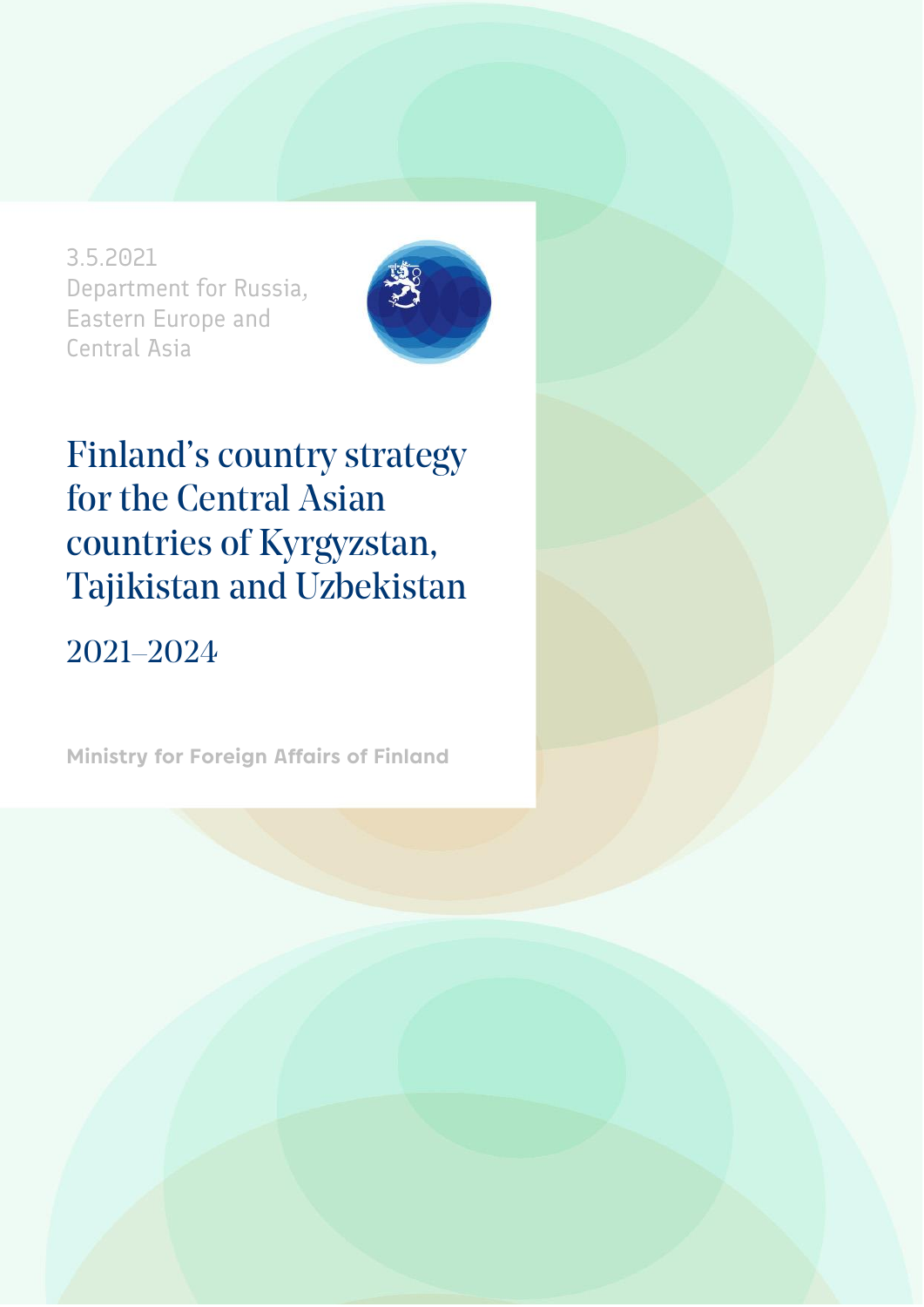3.5.2021
Department for Russia, Eastern Europe and Central Asia

# Finland's country strategy for the Central Asian countries of Kyrgyzstan, Tajikistan and Uzbekistan

## 2021–2024

**Ministry for Foreign Affairs of Finland**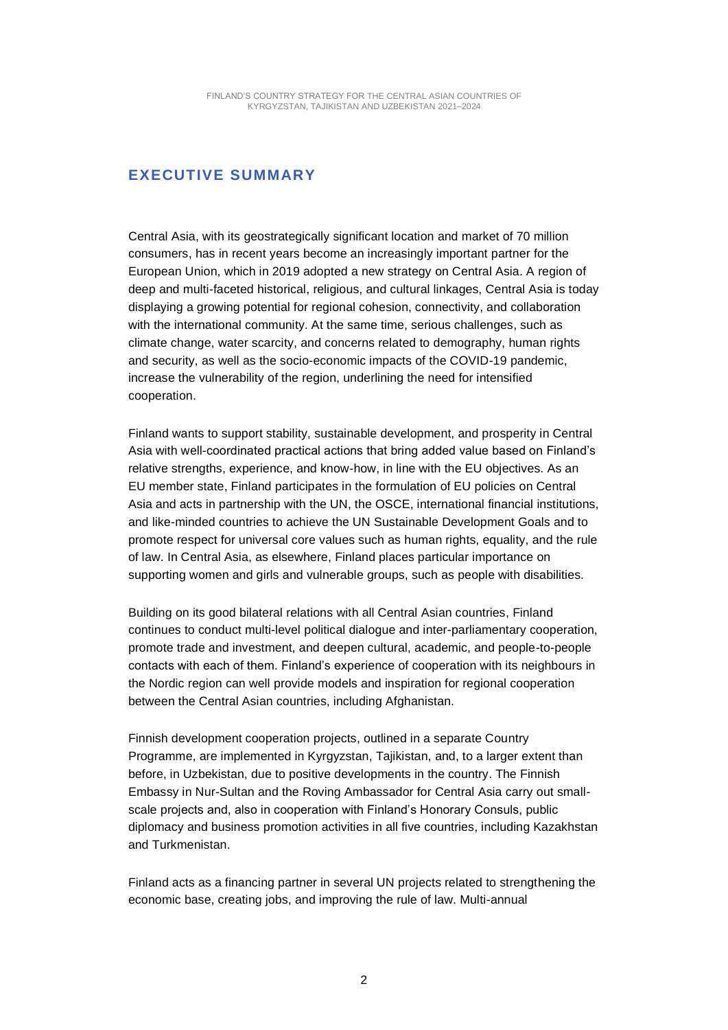## EXECUTIVE SUMMARY

Central Asia, with its geostrategically significant location and market of 70 million consumers, has in recent years become an increasingly important partner for the European Union, which in 2019 adopted a new strategy on Central Asia. A region of deep and multi-faceted historical, religious, and cultural linkages, Central Asia is today displaying a growing potential for regional cohesion, connectivity, and collaboration with the international community. At the same time, serious challenges, such as climate change, water scarcity, and concerns related to demography, human rights and security, as well as the socio-economic impacts of the COVID-19 pandemic, increase the vulnerability of the region, underlining the need for intensified cooperation.

Finland wants to support stability, sustainable development, and prosperity in Central Asia with well-coordinated practical actions that bring added value based on Finland's relative strengths, experience, and know-how, in line with the EU objectives. As an EU member state, Finland participates in the formulation of EU policies on Central Asia and acts in partnership with the UN, the OSCE, international financial institutions, and like-minded countries to achieve the UN Sustainable Development Goals and to promote respect for universal core values such as human rights, equality, and the rule of law. In Central Asia, as elsewhere, Finland places particular importance on supporting women and girls and vulnerable groups, such as people with disabilities.

Building on its good bilateral relations with all Central Asian countries, Finland continues to conduct multi-level political dialogue and inter-parliamentary cooperation, promote trade and investment, and deepen cultural, academic, and people-to-people contacts with each of them. Finland's experience of cooperation with its neighbours in the Nordic region can well provide models and inspiration for regional cooperation between the Central Asian countries, including Afghanistan.

Finnish development cooperation projects, outlined in a separate Country Programme, are implemented in Kyrgyzstan, Tajikistan, and, to a larger extent than before, in Uzbekistan, due to positive developments in the country. The Finnish Embassy in Nur-Sultan and the Roving Ambassador for Central Asia carry out small-scale projects and, also in cooperation with Finland's Honorary Consuls, public diplomacy and business promotion activities in all five countries, including Kazakhstan and Turkmenistan.

Finland acts as a financing partner in several UN projects related to strengthening the economic base, creating jobs, and improving the rule of law. Multi-annual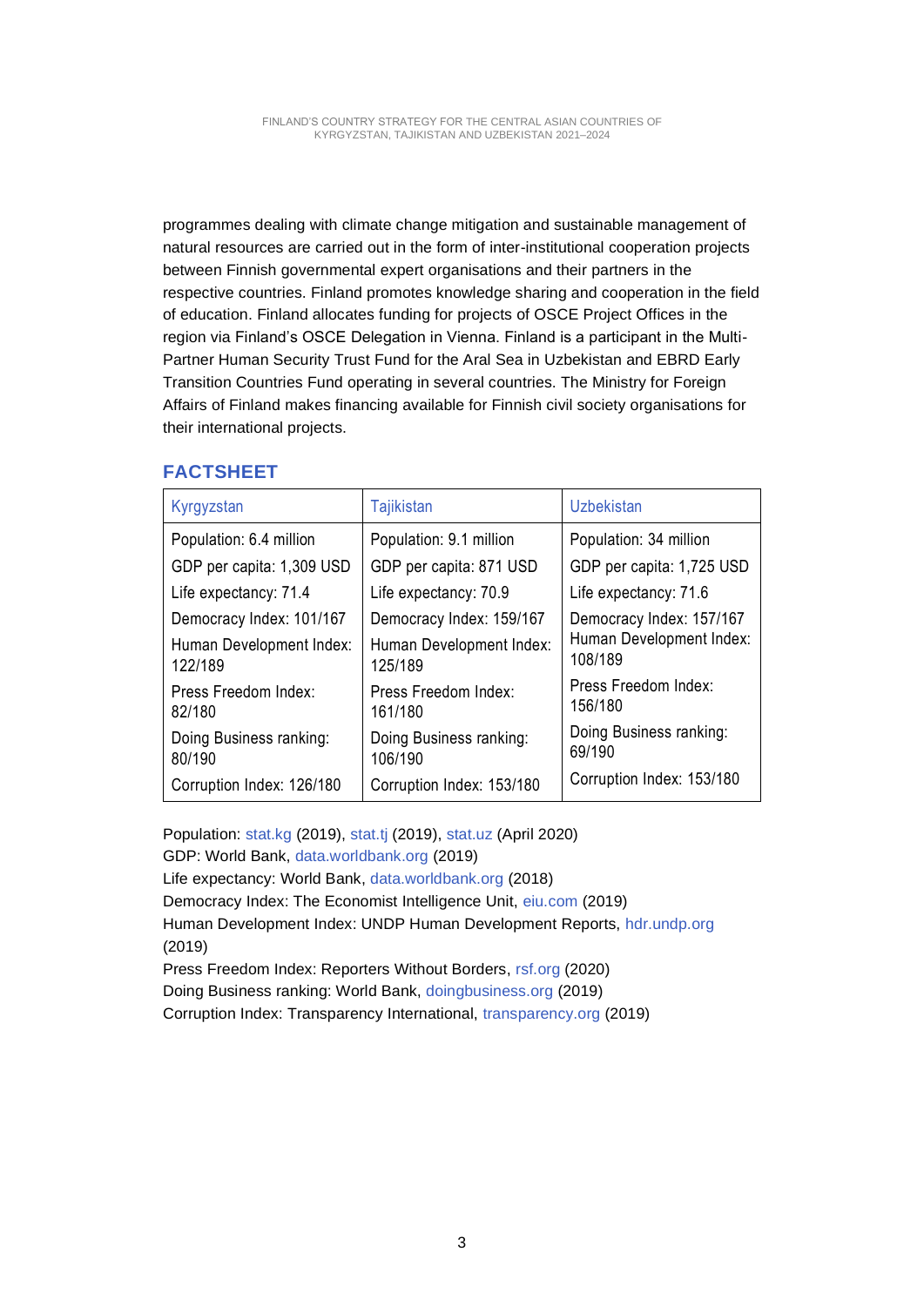programmes dealing with climate change mitigation and sustainable management of natural resources are carried out in the form of inter-institutional cooperation projects between Finnish governmental expert organisations and their partners in the respective countries. Finland promotes knowledge sharing and cooperation in the field of education. Finland allocates funding for projects of OSCE Project Offices in the region via Finland's OSCE Delegation in Vienna. Finland is a participant in the Multi-Partner Human Security Trust Fund for the Aral Sea in Uzbekistan and EBRD Early Transition Countries Fund operating in several countries. The Ministry for Foreign Affairs of Finland makes financing available for Finnish civil society organisations for their international projects.

## FACTSHEET

| Kyrgyzstan | Tajikistan | Uzbekistan |
|---|---|---|
| Population: 6.4 million | Population: 9.1 million | Population: 34 million |
| GDP per capita: 1,309 USD | GDP per capita: 871 USD | GDP per capita: 1,725 USD |
| Life expectancy: 71.4 | Life expectancy: 70.9 | Life expectancy: 71.6 |
| Democracy Index: 101/167 | Democracy Index: 159/167 | Democracy Index: 157/167 |
| Human Development Index: 122/189 | Human Development Index: 125/189 | Human Development Index: 108/189 |
| Press Freedom Index: 82/180 | Press Freedom Index: 161/180 | Press Freedom Index: 156/180 |
| Doing Business ranking: 80/190 | Doing Business ranking: 106/190 | Doing Business ranking: 69/190 |
| Corruption Index: 126/180 | Corruption Index: 153/180 | Corruption Index: 153/180 |

Population: stat.kg (2019), stat.tj (2019), stat.uz (April 2020)
GDP: World Bank, data.worldbank.org (2019)
Life expectancy: World Bank, data.worldbank.org (2018)
Democracy Index: The Economist Intelligence Unit, eiu.com (2019)
Human Development Index: UNDP Human Development Reports, hdr.undp.org (2019)
Press Freedom Index: Reporters Without Borders, rsf.org (2020)
Doing Business ranking: World Bank, doingbusiness.org (2019)
Corruption Index: Transparency International, transparency.org (2019)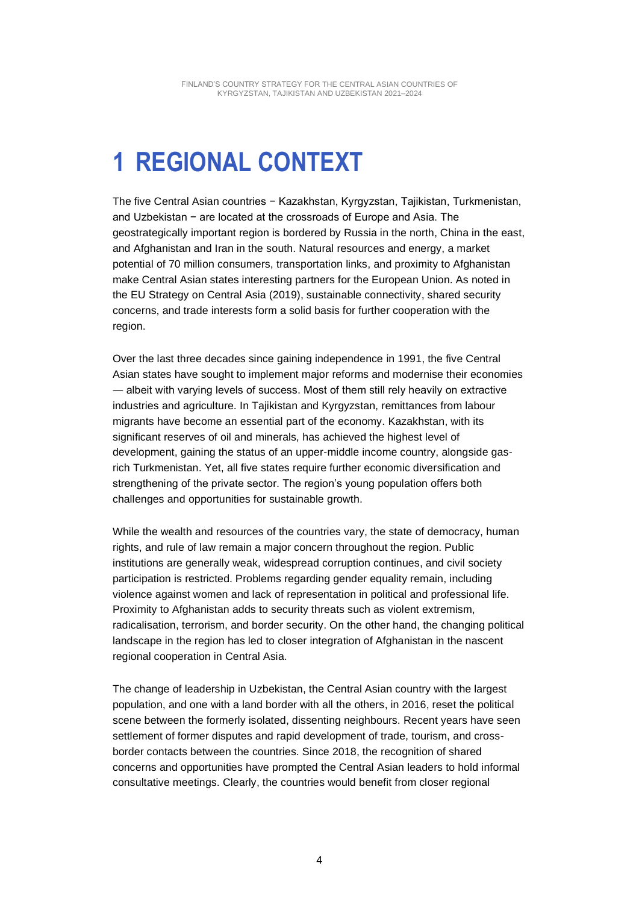# 1 REGIONAL CONTEXT

The five Central Asian countries − Kazakhstan, Kyrgyzstan, Tajikistan, Turkmenistan, and Uzbekistan − are located at the crossroads of Europe and Asia. The geostrategically important region is bordered by Russia in the north, China in the east, and Afghanistan and Iran in the south. Natural resources and energy, a market potential of 70 million consumers, transportation links, and proximity to Afghanistan make Central Asian states interesting partners for the European Union. As noted in the EU Strategy on Central Asia (2019), sustainable connectivity, shared security concerns, and trade interests form a solid basis for further cooperation with the region.

Over the last three decades since gaining independence in 1991, the five Central Asian states have sought to implement major reforms and modernise their economies — albeit with varying levels of success. Most of them still rely heavily on extractive industries and agriculture. In Tajikistan and Kyrgyzstan, remittances from labour migrants have become an essential part of the economy. Kazakhstan, with its significant reserves of oil and minerals, has achieved the highest level of development, gaining the status of an upper-middle income country, alongside gas-rich Turkmenistan. Yet, all five states require further economic diversification and strengthening of the private sector. The region's young population offers both challenges and opportunities for sustainable growth.

While the wealth and resources of the countries vary, the state of democracy, human rights, and rule of law remain a major concern throughout the region. Public institutions are generally weak, widespread corruption continues, and civil society participation is restricted. Problems regarding gender equality remain, including violence against women and lack of representation in political and professional life. Proximity to Afghanistan adds to security threats such as violent extremism, radicalisation, terrorism, and border security. On the other hand, the changing political landscape in the region has led to closer integration of Afghanistan in the nascent regional cooperation in Central Asia.

The change of leadership in Uzbekistan, the Central Asian country with the largest population, and one with a land border with all the others, in 2016, reset the political scene between the formerly isolated, dissenting neighbours. Recent years have seen settlement of former disputes and rapid development of trade, tourism, and cross-border contacts between the countries. Since 2018, the recognition of shared concerns and opportunities have prompted the Central Asian leaders to hold informal consultative meetings. Clearly, the countries would benefit from closer regional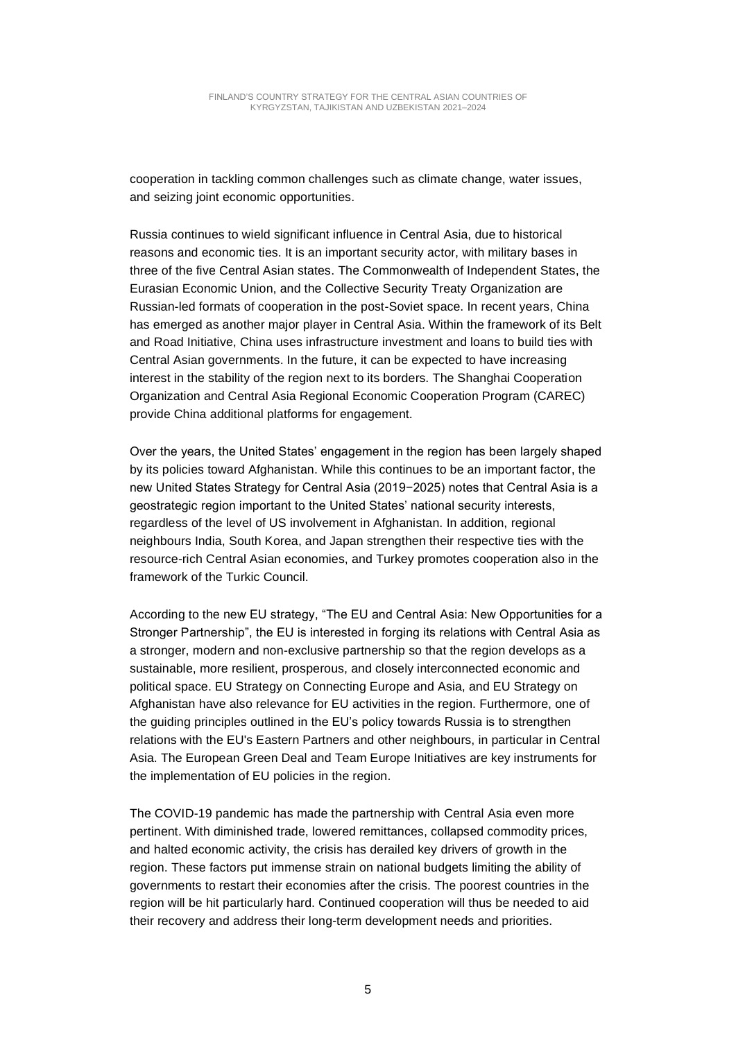cooperation in tackling common challenges such as climate change, water issues, and seizing joint economic opportunities.

Russia continues to wield significant influence in Central Asia, due to historical reasons and economic ties. It is an important security actor, with military bases in three of the five Central Asian states. The Commonwealth of Independent States, the Eurasian Economic Union, and the Collective Security Treaty Organization are Russian-led formats of cooperation in the post-Soviet space. In recent years, China has emerged as another major player in Central Asia. Within the framework of its Belt and Road Initiative, China uses infrastructure investment and loans to build ties with Central Asian governments. In the future, it can be expected to have increasing interest in the stability of the region next to its borders. The Shanghai Cooperation Organization and Central Asia Regional Economic Cooperation Program (CAREC) provide China additional platforms for engagement.

Over the years, the United States' engagement in the region has been largely shaped by its policies toward Afghanistan. While this continues to be an important factor, the new United States Strategy for Central Asia (2019−2025) notes that Central Asia is a geostrategic region important to the United States' national security interests, regardless of the level of US involvement in Afghanistan. In addition, regional neighbours India, South Korea, and Japan strengthen their respective ties with the resource-rich Central Asian economies, and Turkey promotes cooperation also in the framework of the Turkic Council.

According to the new EU strategy, "The EU and Central Asia: New Opportunities for a Stronger Partnership", the EU is interested in forging its relations with Central Asia as a stronger, modern and non-exclusive partnership so that the region develops as a sustainable, more resilient, prosperous, and closely interconnected economic and political space. EU Strategy on Connecting Europe and Asia, and EU Strategy on Afghanistan have also relevance for EU activities in the region. Furthermore, one of the guiding principles outlined in the EU's policy towards Russia is to strengthen relations with the EU's Eastern Partners and other neighbours, in particular in Central Asia. The European Green Deal and Team Europe Initiatives are key instruments for the implementation of EU policies in the region.

The COVID-19 pandemic has made the partnership with Central Asia even more pertinent. With diminished trade, lowered remittances, collapsed commodity prices, and halted economic activity, the crisis has derailed key drivers of growth in the region. These factors put immense strain on national budgets limiting the ability of governments to restart their economies after the crisis. The poorest countries in the region will be hit particularly hard. Continued cooperation will thus be needed to aid their recovery and address their long-term development needs and priorities.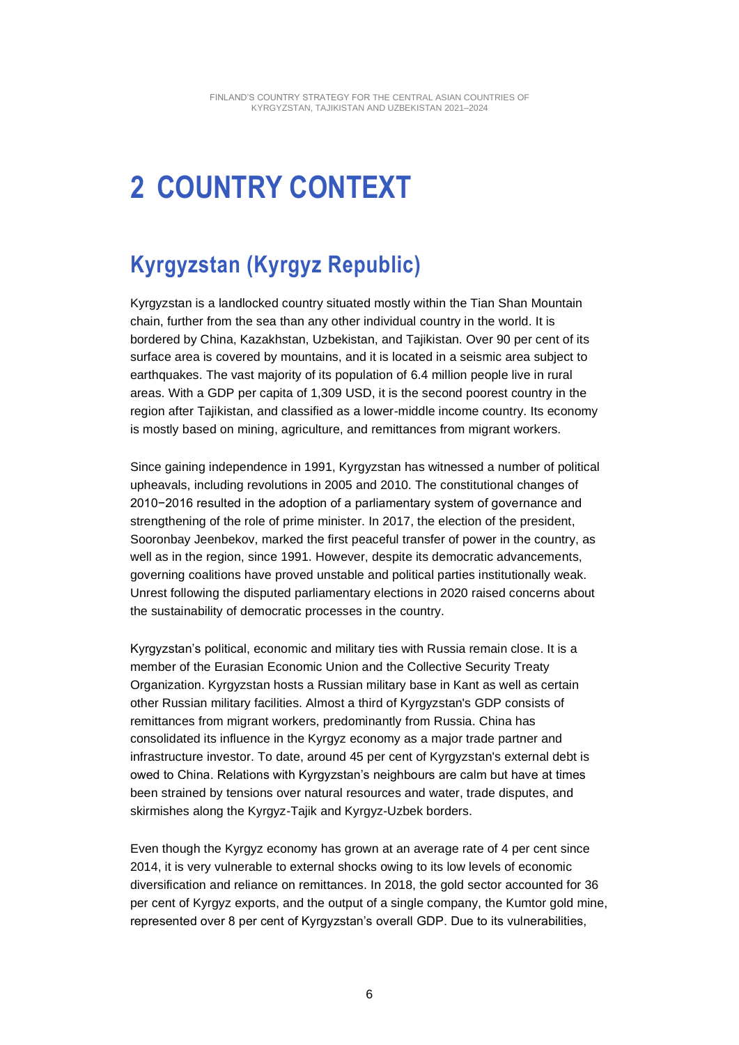# 2 COUNTRY CONTEXT

## Kyrgyzstan (Kyrgyz Republic)

Kyrgyzstan is a landlocked country situated mostly within the Tian Shan Mountain chain, further from the sea than any other individual country in the world. It is bordered by China, Kazakhstan, Uzbekistan, and Tajikistan. Over 90 per cent of its surface area is covered by mountains, and it is located in a seismic area subject to earthquakes. The vast majority of its population of 6.4 million people live in rural areas. With a GDP per capita of 1,309 USD, it is the second poorest country in the region after Tajikistan, and classified as a lower-middle income country. Its economy is mostly based on mining, agriculture, and remittances from migrant workers.

Since gaining independence in 1991, Kyrgyzstan has witnessed a number of political upheavals, including revolutions in 2005 and 2010. The constitutional changes of 2010−2016 resulted in the adoption of a parliamentary system of governance and strengthening of the role of prime minister. In 2017, the election of the president, Sooronbay Jeenbekov, marked the first peaceful transfer of power in the country, as well as in the region, since 1991. However, despite its democratic advancements, governing coalitions have proved unstable and political parties institutionally weak. Unrest following the disputed parliamentary elections in 2020 raised concerns about the sustainability of democratic processes in the country.

Kyrgyzstan's political, economic and military ties with Russia remain close. It is a member of the Eurasian Economic Union and the Collective Security Treaty Organization. Kyrgyzstan hosts a Russian military base in Kant as well as certain other Russian military facilities. Almost a third of Kyrgyzstan's GDP consists of remittances from migrant workers, predominantly from Russia. China has consolidated its influence in the Kyrgyz economy as a major trade partner and infrastructure investor. To date, around 45 per cent of Kyrgyzstan's external debt is owed to China. Relations with Kyrgyzstan's neighbours are calm but have at times been strained by tensions over natural resources and water, trade disputes, and skirmishes along the Kyrgyz-Tajik and Kyrgyz-Uzbek borders.

Even though the Kyrgyz economy has grown at an average rate of 4 per cent since 2014, it is very vulnerable to external shocks owing to its low levels of economic diversification and reliance on remittances. In 2018, the gold sector accounted for 36 per cent of Kyrgyz exports, and the output of a single company, the Kumtor gold mine, represented over 8 per cent of Kyrgyzstan's overall GDP. Due to its vulnerabilities,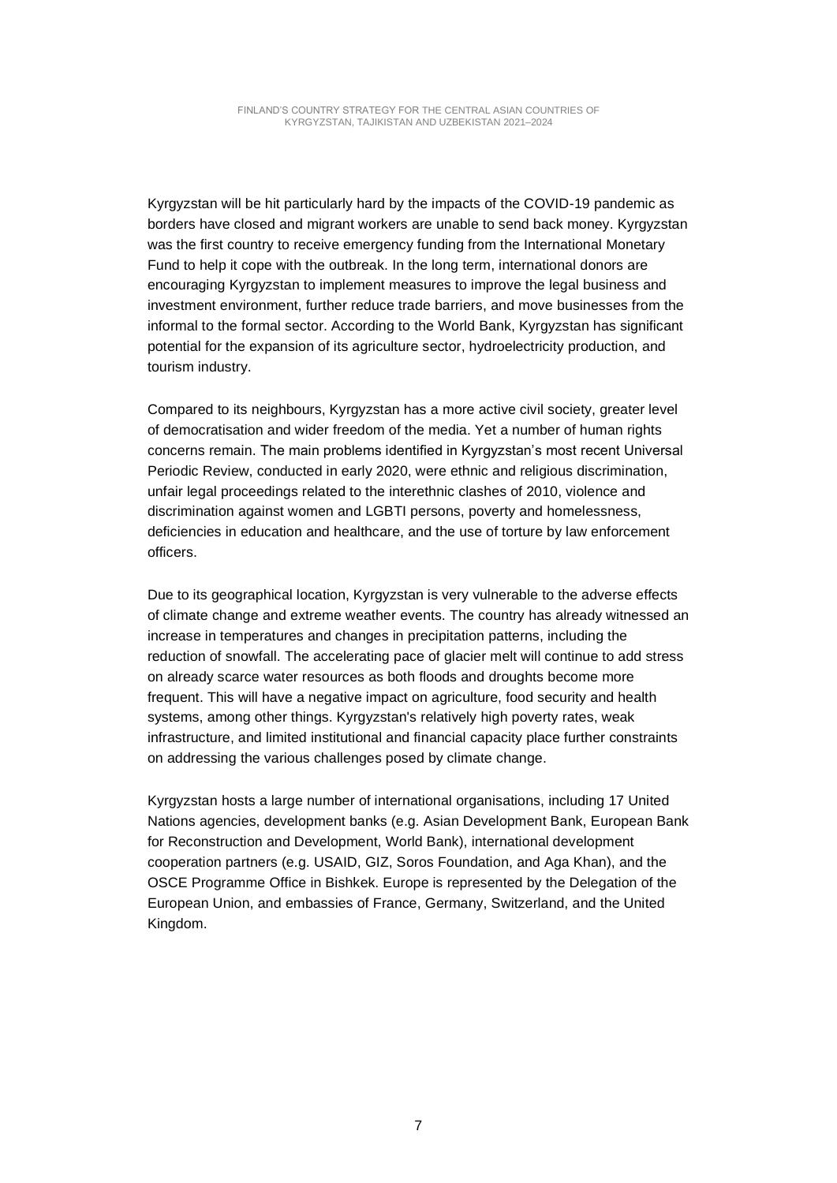Kyrgyzstan will be hit particularly hard by the impacts of the COVID-19 pandemic as borders have closed and migrant workers are unable to send back money. Kyrgyzstan was the first country to receive emergency funding from the International Monetary Fund to help it cope with the outbreak. In the long term, international donors are encouraging Kyrgyzstan to implement measures to improve the legal business and investment environment, further reduce trade barriers, and move businesses from the informal to the formal sector. According to the World Bank, Kyrgyzstan has significant potential for the expansion of its agriculture sector, hydroelectricity production, and tourism industry.

Compared to its neighbours, Kyrgyzstan has a more active civil society, greater level of democratisation and wider freedom of the media. Yet a number of human rights concerns remain. The main problems identified in Kyrgyzstan's most recent Universal Periodic Review, conducted in early 2020, were ethnic and religious discrimination, unfair legal proceedings related to the interethnic clashes of 2010, violence and discrimination against women and LGBTI persons, poverty and homelessness, deficiencies in education and healthcare, and the use of torture by law enforcement officers.

Due to its geographical location, Kyrgyzstan is very vulnerable to the adverse effects of climate change and extreme weather events. The country has already witnessed an increase in temperatures and changes in precipitation patterns, including the reduction of snowfall. The accelerating pace of glacier melt will continue to add stress on already scarce water resources as both floods and droughts become more frequent. This will have a negative impact on agriculture, food security and health systems, among other things. Kyrgyzstan's relatively high poverty rates, weak infrastructure, and limited institutional and financial capacity place further constraints on addressing the various challenges posed by climate change.

Kyrgyzstan hosts a large number of international organisations, including 17 United Nations agencies, development banks (e.g. Asian Development Bank, European Bank for Reconstruction and Development, World Bank), international development cooperation partners (e.g. USAID, GIZ, Soros Foundation, and Aga Khan), and the OSCE Programme Office in Bishkek. Europe is represented by the Delegation of the European Union, and embassies of France, Germany, Switzerland, and the United Kingdom.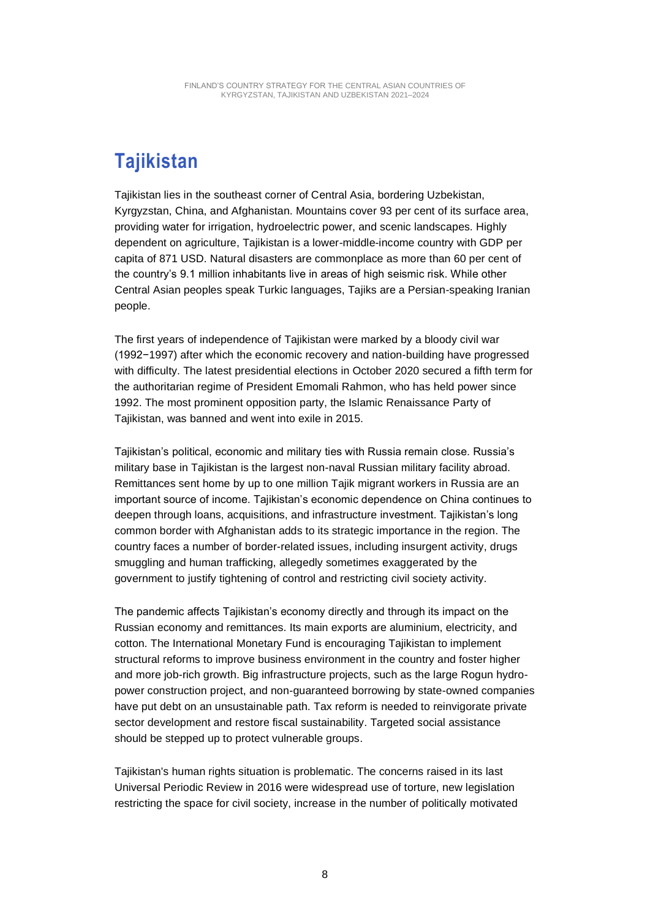# Tajikistan

Tajikistan lies in the southeast corner of Central Asia, bordering Uzbekistan, Kyrgyzstan, China, and Afghanistan. Mountains cover 93 per cent of its surface area, providing water for irrigation, hydroelectric power, and scenic landscapes. Highly dependent on agriculture, Tajikistan is a lower-middle-income country with GDP per capita of 871 USD. Natural disasters are commonplace as more than 60 per cent of the country's 9.1 million inhabitants live in areas of high seismic risk. While other Central Asian peoples speak Turkic languages, Tajiks are a Persian-speaking Iranian people.

The first years of independence of Tajikistan were marked by a bloody civil war (1992−1997) after which the economic recovery and nation-building have progressed with difficulty. The latest presidential elections in October 2020 secured a fifth term for the authoritarian regime of President Emomali Rahmon, who has held power since 1992. The most prominent opposition party, the Islamic Renaissance Party of Tajikistan, was banned and went into exile in 2015.

Tajikistan's political, economic and military ties with Russia remain close. Russia's military base in Tajikistan is the largest non-naval Russian military facility abroad. Remittances sent home by up to one million Tajik migrant workers in Russia are an important source of income. Tajikistan's economic dependence on China continues to deepen through loans, acquisitions, and infrastructure investment. Tajikistan's long common border with Afghanistan adds to its strategic importance in the region. The country faces a number of border-related issues, including insurgent activity, drugs smuggling and human trafficking, allegedly sometimes exaggerated by the government to justify tightening of control and restricting civil society activity.

The pandemic affects Tajikistan's economy directly and through its impact on the Russian economy and remittances. Its main exports are aluminium, electricity, and cotton. The International Monetary Fund is encouraging Tajikistan to implement structural reforms to improve business environment in the country and foster higher and more job-rich growth. Big infrastructure projects, such as the large Rogun hydro-power construction project, and non-guaranteed borrowing by state-owned companies have put debt on an unsustainable path. Tax reform is needed to reinvigorate private sector development and restore fiscal sustainability. Targeted social assistance should be stepped up to protect vulnerable groups.

Tajikistan's human rights situation is problematic. The concerns raised in its last Universal Periodic Review in 2016 were widespread use of torture, new legislation restricting the space for civil society, increase in the number of politically motivated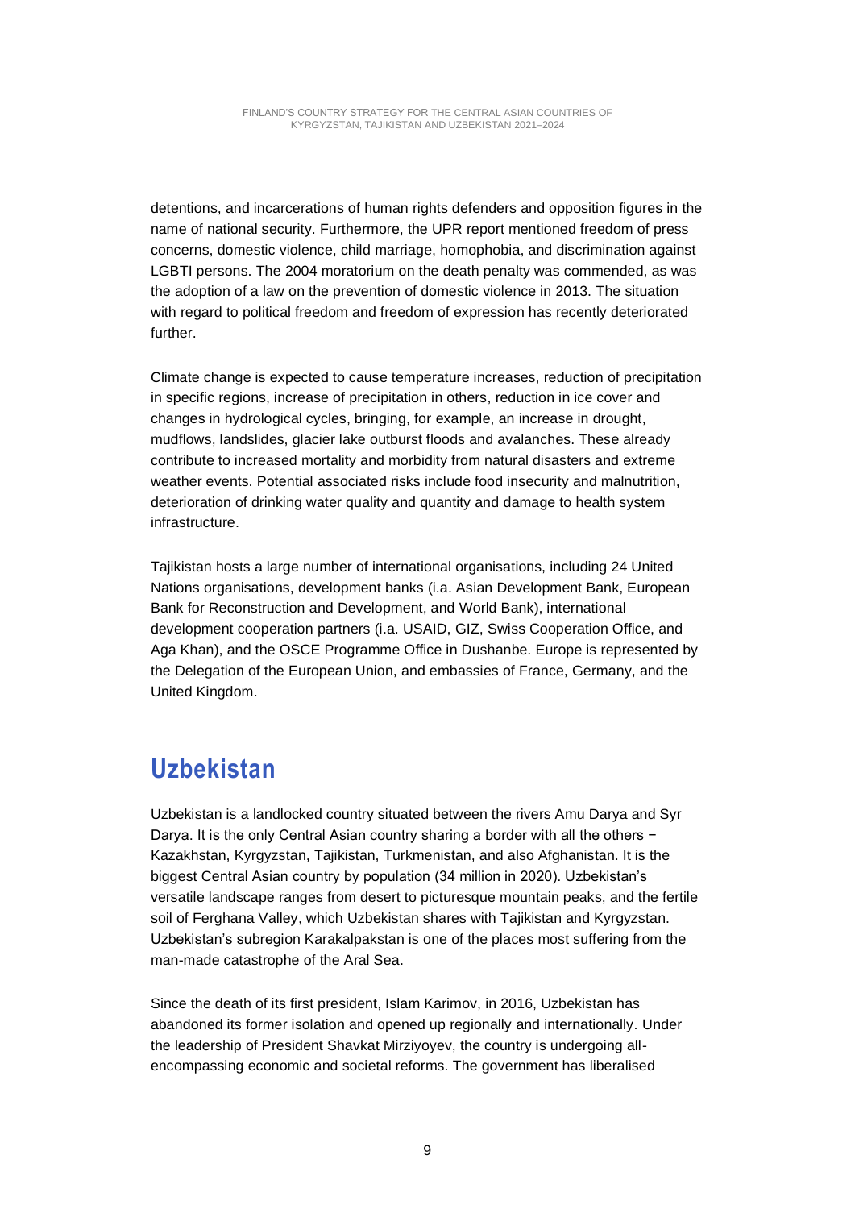detentions, and incarcerations of human rights defenders and opposition figures in the name of national security. Furthermore, the UPR report mentioned freedom of press concerns, domestic violence, child marriage, homophobia, and discrimination against LGBTI persons. The 2004 moratorium on the death penalty was commended, as was the adoption of a law on the prevention of domestic violence in 2013. The situation with regard to political freedom and freedom of expression has recently deteriorated further.

Climate change is expected to cause temperature increases, reduction of precipitation in specific regions, increase of precipitation in others, reduction in ice cover and changes in hydrological cycles, bringing, for example, an increase in drought, mudflows, landslides, glacier lake outburst floods and avalanches. These already contribute to increased mortality and morbidity from natural disasters and extreme weather events. Potential associated risks include food insecurity and malnutrition, deterioration of drinking water quality and quantity and damage to health system infrastructure.

Tajikistan hosts a large number of international organisations, including 24 United Nations organisations, development banks (i.a. Asian Development Bank, European Bank for Reconstruction and Development, and World Bank), international development cooperation partners (i.a. USAID, GIZ, Swiss Cooperation Office, and Aga Khan), and the OSCE Programme Office in Dushanbe. Europe is represented by the Delegation of the European Union, and embassies of France, Germany, and the United Kingdom.

## Uzbekistan

Uzbekistan is a landlocked country situated between the rivers Amu Darya and Syr Darya. It is the only Central Asian country sharing a border with all the others − Kazakhstan, Kyrgyzstan, Tajikistan, Turkmenistan, and also Afghanistan. It is the biggest Central Asian country by population (34 million in 2020). Uzbekistan's versatile landscape ranges from desert to picturesque mountain peaks, and the fertile soil of Ferghana Valley, which Uzbekistan shares with Tajikistan and Kyrgyzstan. Uzbekistan's subregion Karakalpakstan is one of the places most suffering from the man-made catastrophe of the Aral Sea.

Since the death of its first president, Islam Karimov, in 2016, Uzbekistan has abandoned its former isolation and opened up regionally and internationally. Under the leadership of President Shavkat Mirziyoyev, the country is undergoing all-encompassing economic and societal reforms. The government has liberalised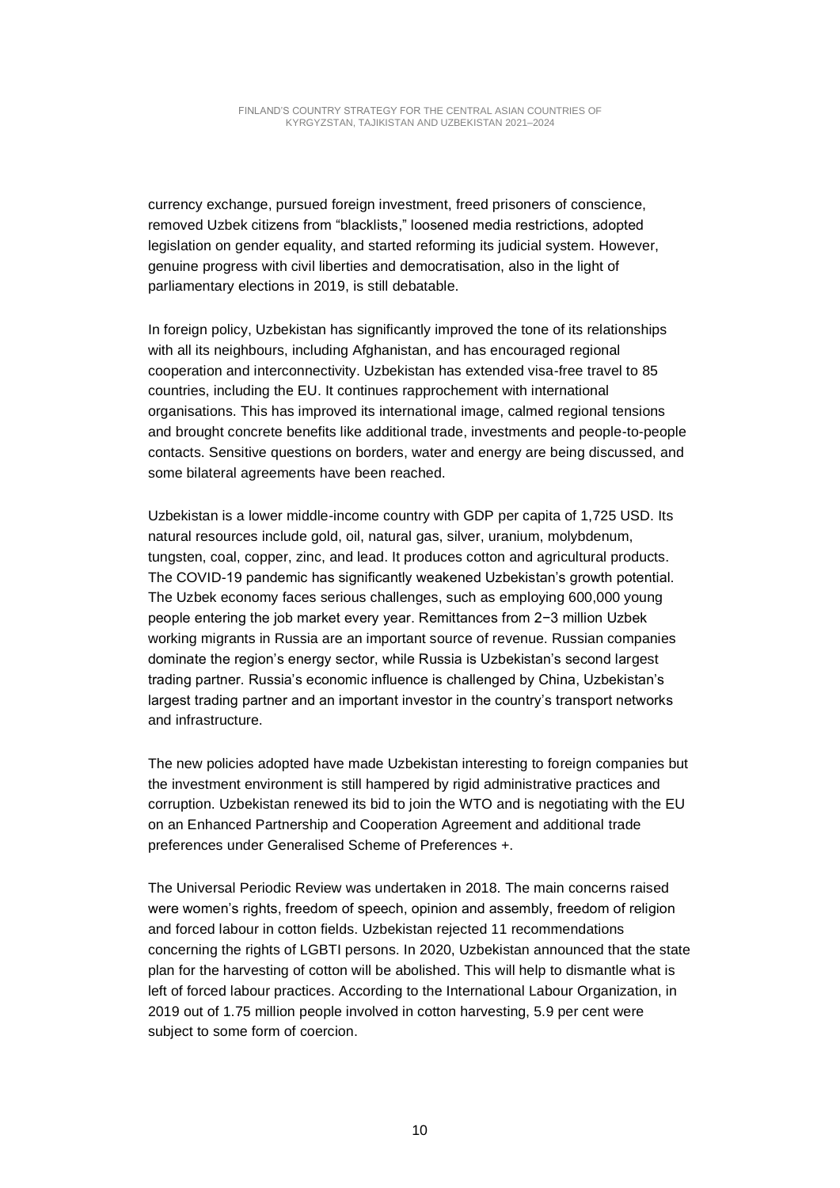currency exchange, pursued foreign investment, freed prisoners of conscience, removed Uzbek citizens from "blacklists," loosened media restrictions, adopted legislation on gender equality, and started reforming its judicial system. However, genuine progress with civil liberties and democratisation, also in the light of parliamentary elections in 2019, is still debatable.

In foreign policy, Uzbekistan has significantly improved the tone of its relationships with all its neighbours, including Afghanistan, and has encouraged regional cooperation and interconnectivity. Uzbekistan has extended visa-free travel to 85 countries, including the EU. It continues rapprochement with international organisations. This has improved its international image, calmed regional tensions and brought concrete benefits like additional trade, investments and people-to-people contacts. Sensitive questions on borders, water and energy are being discussed, and some bilateral agreements have been reached.

Uzbekistan is a lower middle-income country with GDP per capita of 1,725 USD. Its natural resources include gold, oil, natural gas, silver, uranium, molybdenum, tungsten, coal, copper, zinc, and lead. It produces cotton and agricultural products. The COVID-19 pandemic has significantly weakened Uzbekistan's growth potential. The Uzbek economy faces serious challenges, such as employing 600,000 young people entering the job market every year. Remittances from 2−3 million Uzbek working migrants in Russia are an important source of revenue. Russian companies dominate the region's energy sector, while Russia is Uzbekistan's second largest trading partner. Russia's economic influence is challenged by China, Uzbekistan's largest trading partner and an important investor in the country's transport networks and infrastructure.

The new policies adopted have made Uzbekistan interesting to foreign companies but the investment environment is still hampered by rigid administrative practices and corruption. Uzbekistan renewed its bid to join the WTO and is negotiating with the EU on an Enhanced Partnership and Cooperation Agreement and additional trade preferences under Generalised Scheme of Preferences +.

The Universal Periodic Review was undertaken in 2018. The main concerns raised were women's rights, freedom of speech, opinion and assembly, freedom of religion and forced labour in cotton fields. Uzbekistan rejected 11 recommendations concerning the rights of LGBTI persons. In 2020, Uzbekistan announced that the state plan for the harvesting of cotton will be abolished. This will help to dismantle what is left of forced labour practices. According to the International Labour Organization, in 2019 out of 1.75 million people involved in cotton harvesting, 5.9 per cent were subject to some form of coercion.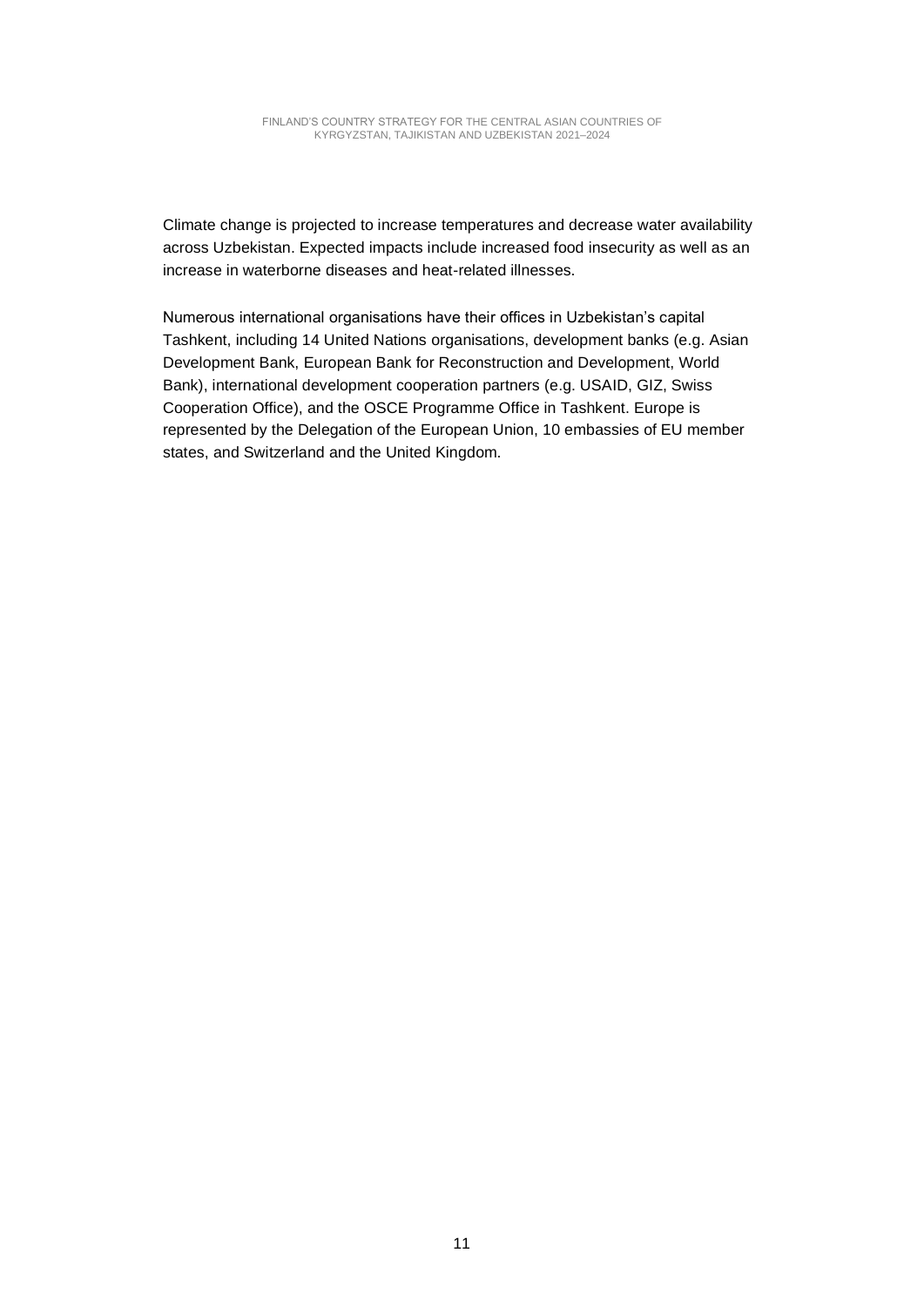Climate change is projected to increase temperatures and decrease water availability across Uzbekistan. Expected impacts include increased food insecurity as well as an increase in waterborne diseases and heat-related illnesses.

Numerous international organisations have their offices in Uzbekistan's capital Tashkent, including 14 United Nations organisations, development banks (e.g. Asian Development Bank, European Bank for Reconstruction and Development, World Bank), international development cooperation partners (e.g. USAID, GIZ, Swiss Cooperation Office), and the OSCE Programme Office in Tashkent. Europe is represented by the Delegation of the European Union, 10 embassies of EU member states, and Switzerland and the United Kingdom.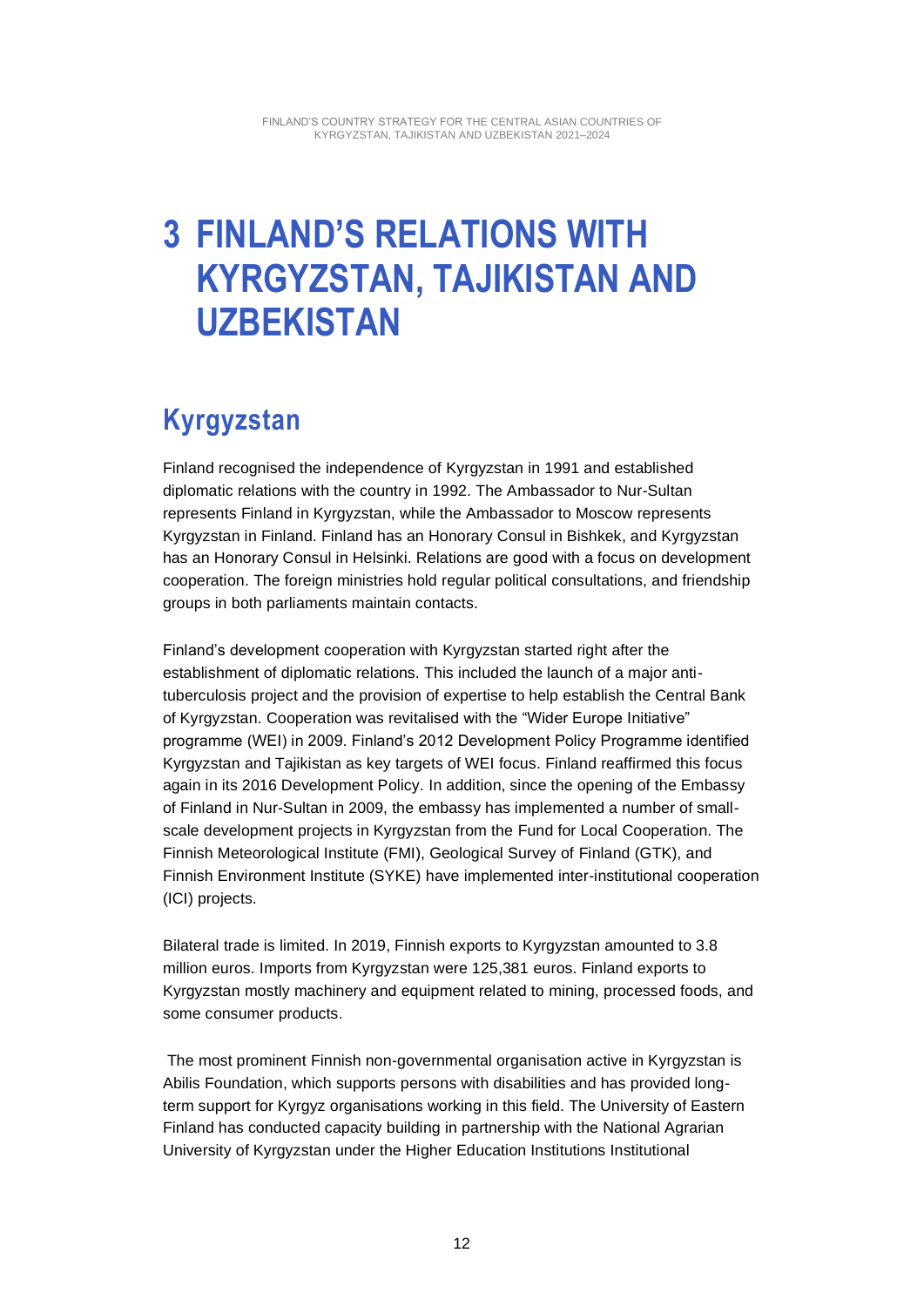# 3 FINLAND'S RELATIONS WITH KYRGYZSTAN, TAJIKISTAN AND UZBEKISTAN

## Kyrgyzstan

Finland recognised the independence of Kyrgyzstan in 1991 and established diplomatic relations with the country in 1992. The Ambassador to Nur-Sultan represents Finland in Kyrgyzstan, while the Ambassador to Moscow represents Kyrgyzstan in Finland. Finland has an Honorary Consul in Bishkek, and Kyrgyzstan has an Honorary Consul in Helsinki. Relations are good with a focus on development cooperation. The foreign ministries hold regular political consultations, and friendship groups in both parliaments maintain contacts.

Finland's development cooperation with Kyrgyzstan started right after the establishment of diplomatic relations. This included the launch of a major anti-tuberculosis project and the provision of expertise to help establish the Central Bank of Kyrgyzstan. Cooperation was revitalised with the "Wider Europe Initiative" programme (WEI) in 2009. Finland's 2012 Development Policy Programme identified Kyrgyzstan and Tajikistan as key targets of WEI focus. Finland reaffirmed this focus again in its 2016 Development Policy. In addition, since the opening of the Embassy of Finland in Nur-Sultan in 2009, the embassy has implemented a number of small-scale development projects in Kyrgyzstan from the Fund for Local Cooperation. The Finnish Meteorological Institute (FMI), Geological Survey of Finland (GTK), and Finnish Environment Institute (SYKE) have implemented inter-institutional cooperation (ICI) projects.

Bilateral trade is limited. In 2019, Finnish exports to Kyrgyzstan amounted to 3.8 million euros. Imports from Kyrgyzstan were 125,381 euros. Finland exports to Kyrgyzstan mostly machinery and equipment related to mining, processed foods, and some consumer products.

The most prominent Finnish non-governmental organisation active in Kyrgyzstan is Abilis Foundation, which supports persons with disabilities and has provided long-term support for Kyrgyz organisations working in this field. The University of Eastern Finland has conducted capacity building in partnership with the National Agrarian University of Kyrgyzstan under the Higher Education Institutions Institutional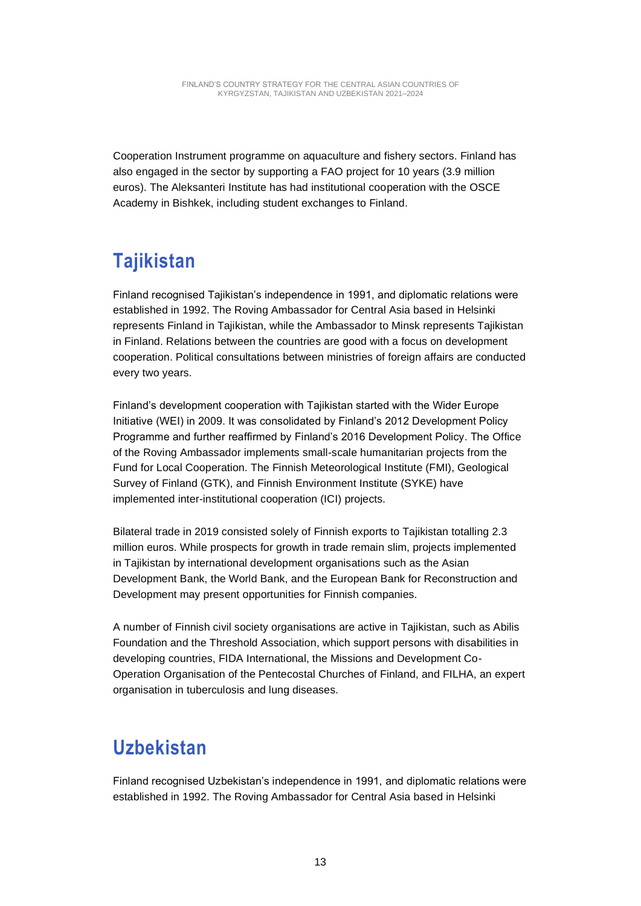Cooperation Instrument programme on aquaculture and fishery sectors. Finland has also engaged in the sector by supporting a FAO project for 10 years (3.9 million euros). The Aleksanteri Institute has had institutional cooperation with the OSCE Academy in Bishkek, including student exchanges to Finland.

## Tajikistan

Finland recognised Tajikistan's independence in 1991, and diplomatic relations were established in 1992. The Roving Ambassador for Central Asia based in Helsinki represents Finland in Tajikistan, while the Ambassador to Minsk represents Tajikistan in Finland. Relations between the countries are good with a focus on development cooperation. Political consultations between ministries of foreign affairs are conducted every two years.

Finland's development cooperation with Tajikistan started with the Wider Europe Initiative (WEI) in 2009. It was consolidated by Finland's 2012 Development Policy Programme and further reaffirmed by Finland's 2016 Development Policy. The Office of the Roving Ambassador implements small-scale humanitarian projects from the Fund for Local Cooperation. The Finnish Meteorological Institute (FMI), Geological Survey of Finland (GTK), and Finnish Environment Institute (SYKE) have implemented inter-institutional cooperation (ICI) projects.

Bilateral trade in 2019 consisted solely of Finnish exports to Tajikistan totalling 2.3 million euros. While prospects for growth in trade remain slim, projects implemented in Tajikistan by international development organisations such as the Asian Development Bank, the World Bank, and the European Bank for Reconstruction and Development may present opportunities for Finnish companies.

A number of Finnish civil society organisations are active in Tajikistan, such as Abilis Foundation and the Threshold Association, which support persons with disabilities in developing countries, FIDA International, the Missions and Development Co-Operation Organisation of the Pentecostal Churches of Finland, and FILHA, an expert organisation in tuberculosis and lung diseases.

## Uzbekistan

Finland recognised Uzbekistan's independence in 1991, and diplomatic relations were established in 1992. The Roving Ambassador for Central Asia based in Helsinki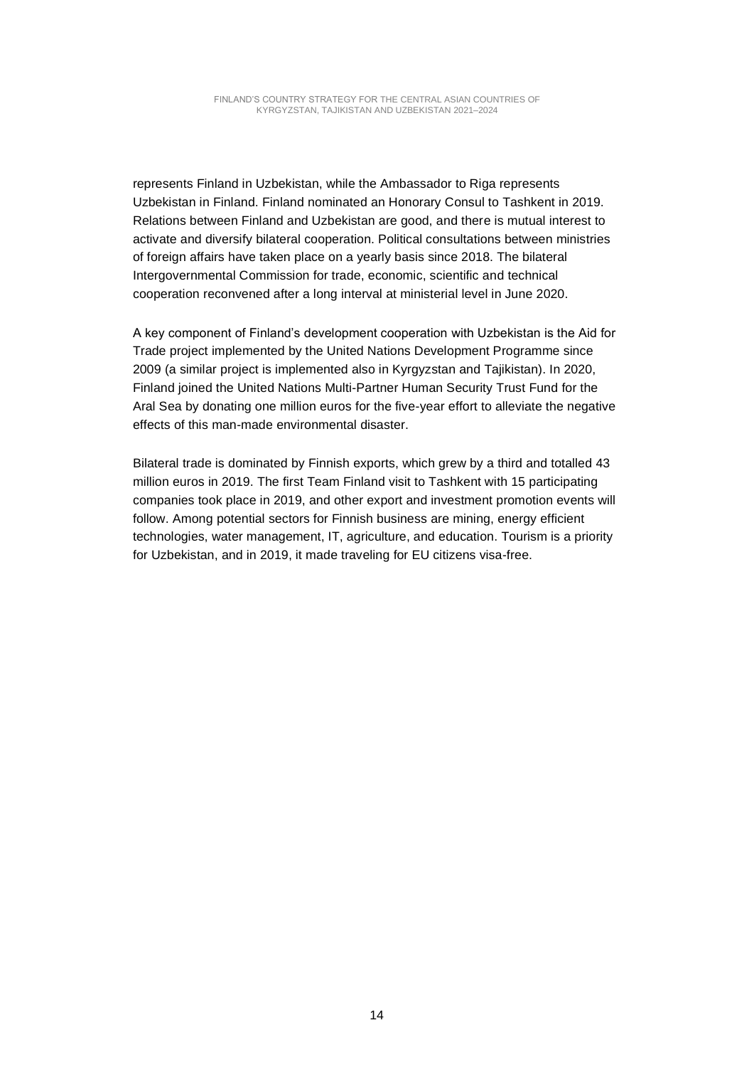represents Finland in Uzbekistan, while the Ambassador to Riga represents Uzbekistan in Finland. Finland nominated an Honorary Consul to Tashkent in 2019. Relations between Finland and Uzbekistan are good, and there is mutual interest to activate and diversify bilateral cooperation. Political consultations between ministries of foreign affairs have taken place on a yearly basis since 2018. The bilateral Intergovernmental Commission for trade, economic, scientific and technical cooperation reconvened after a long interval at ministerial level in June 2020.

A key component of Finland's development cooperation with Uzbekistan is the Aid for Trade project implemented by the United Nations Development Programme since 2009 (a similar project is implemented also in Kyrgyzstan and Tajikistan). In 2020, Finland joined the United Nations Multi-Partner Human Security Trust Fund for the Aral Sea by donating one million euros for the five-year effort to alleviate the negative effects of this man-made environmental disaster.

Bilateral trade is dominated by Finnish exports, which grew by a third and totalled 43 million euros in 2019. The first Team Finland visit to Tashkent with 15 participating companies took place in 2019, and other export and investment promotion events will follow. Among potential sectors for Finnish business are mining, energy efficient technologies, water management, IT, agriculture, and education. Tourism is a priority for Uzbekistan, and in 2019, it made traveling for EU citizens visa-free.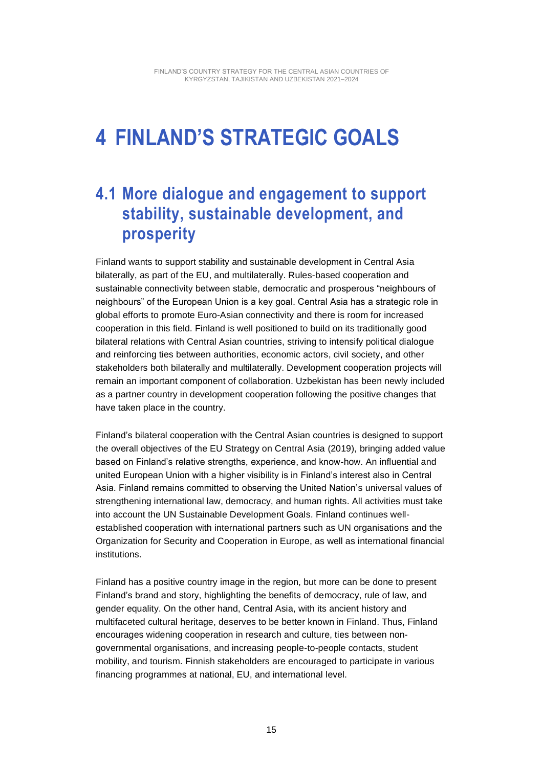# 4 FINLAND'S STRATEGIC GOALS

## 4.1 More dialogue and engagement to support stability, sustainable development, and prosperity

Finland wants to support stability and sustainable development in Central Asia bilaterally, as part of the EU, and multilaterally. Rules-based cooperation and sustainable connectivity between stable, democratic and prosperous "neighbours of neighbours" of the European Union is a key goal. Central Asia has a strategic role in global efforts to promote Euro-Asian connectivity and there is room for increased cooperation in this field. Finland is well positioned to build on its traditionally good bilateral relations with Central Asian countries, striving to intensify political dialogue and reinforcing ties between authorities, economic actors, civil society, and other stakeholders both bilaterally and multilaterally. Development cooperation projects will remain an important component of collaboration. Uzbekistan has been newly included as a partner country in development cooperation following the positive changes that have taken place in the country.

Finland's bilateral cooperation with the Central Asian countries is designed to support the overall objectives of the EU Strategy on Central Asia (2019), bringing added value based on Finland's relative strengths, experience, and know-how. An influential and united European Union with a higher visibility is in Finland's interest also in Central Asia. Finland remains committed to observing the United Nation's universal values of strengthening international law, democracy, and human rights. All activities must take into account the UN Sustainable Development Goals. Finland continues well-established cooperation with international partners such as UN organisations and the Organization for Security and Cooperation in Europe, as well as international financial institutions.

Finland has a positive country image in the region, but more can be done to present Finland's brand and story, highlighting the benefits of democracy, rule of law, and gender equality. On the other hand, Central Asia, with its ancient history and multifaceted cultural heritage, deserves to be better known in Finland. Thus, Finland encourages widening cooperation in research and culture, ties between non-governmental organisations, and increasing people-to-people contacts, student mobility, and tourism. Finnish stakeholders are encouraged to participate in various financing programmes at national, EU, and international level.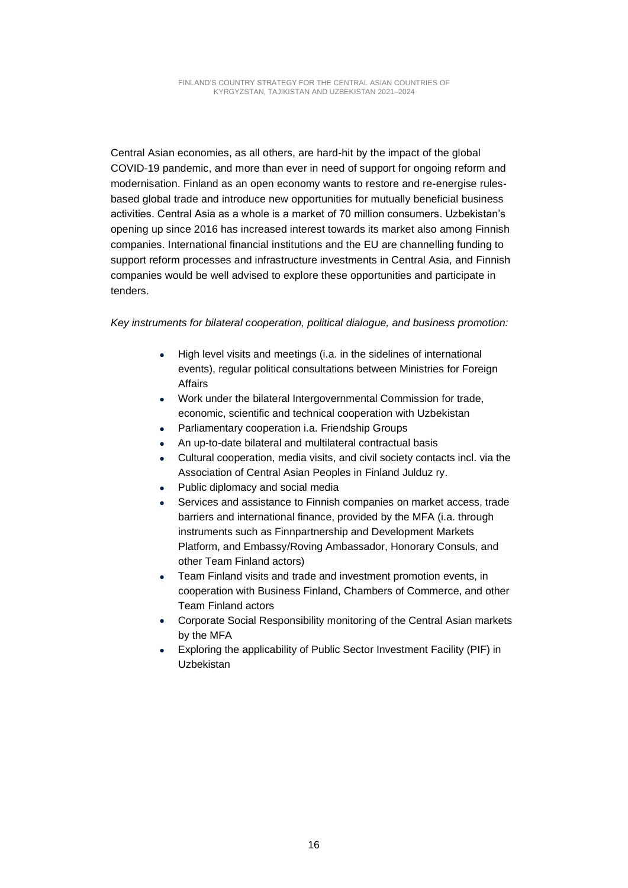Central Asian economies, as all others, are hard-hit by the impact of the global COVID-19 pandemic, and more than ever in need of support for ongoing reform and modernisation. Finland as an open economy wants to restore and re-energise rules-based global trade and introduce new opportunities for mutually beneficial business activities. Central Asia as a whole is a market of 70 million consumers. Uzbekistan's opening up since 2016 has increased interest towards its market also among Finnish companies. International financial institutions and the EU are channelling funding to support reform processes and infrastructure investments in Central Asia, and Finnish companies would be well advised to explore these opportunities and participate in tenders.

*Key instruments for bilateral cooperation, political dialogue, and business promotion:*

- High level visits and meetings (i.a. in the sidelines of international events), regular political consultations between Ministries for Foreign Affairs
- Work under the bilateral Intergovernmental Commission for trade, economic, scientific and technical cooperation with Uzbekistan
- Parliamentary cooperation i.a. Friendship Groups
- An up-to-date bilateral and multilateral contractual basis
- Cultural cooperation, media visits, and civil society contacts incl. via the Association of Central Asian Peoples in Finland Julduz ry.
- Public diplomacy and social media
- Services and assistance to Finnish companies on market access, trade barriers and international finance, provided by the MFA (i.a. through instruments such as Finnpartnership and Development Markets Platform, and Embassy/Roving Ambassador, Honorary Consuls, and other Team Finland actors)
- Team Finland visits and trade and investment promotion events, in cooperation with Business Finland, Chambers of Commerce, and other Team Finland actors
- Corporate Social Responsibility monitoring of the Central Asian markets by the MFA
- Exploring the applicability of Public Sector Investment Facility (PIF) in Uzbekistan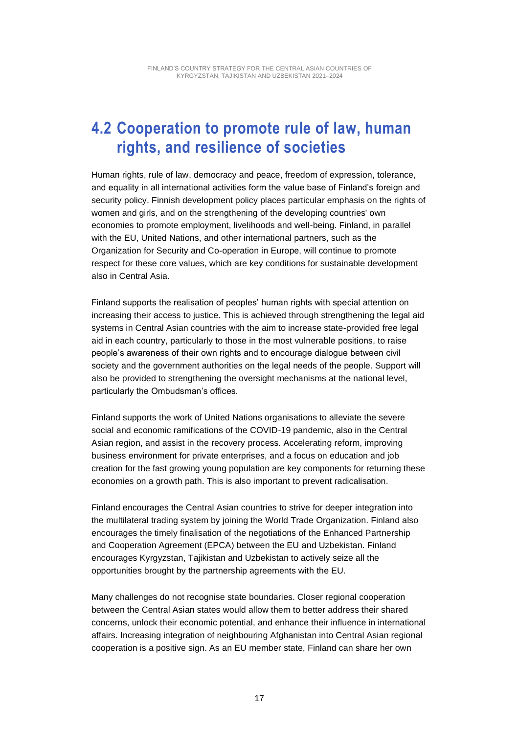## 4.2 Cooperation to promote rule of law, human rights, and resilience of societies

Human rights, rule of law, democracy and peace, freedom of expression, tolerance, and equality in all international activities form the value base of Finland's foreign and security policy. Finnish development policy places particular emphasis on the rights of women and girls, and on the strengthening of the developing countries' own economies to promote employment, livelihoods and well-being. Finland, in parallel with the EU, United Nations, and other international partners, such as the Organization for Security and Co-operation in Europe, will continue to promote respect for these core values, which are key conditions for sustainable development also in Central Asia.

Finland supports the realisation of peoples' human rights with special attention on increasing their access to justice. This is achieved through strengthening the legal aid systems in Central Asian countries with the aim to increase state-provided free legal aid in each country, particularly to those in the most vulnerable positions, to raise people's awareness of their own rights and to encourage dialogue between civil society and the government authorities on the legal needs of the people. Support will also be provided to strengthening the oversight mechanisms at the national level, particularly the Ombudsman's offices.

Finland supports the work of United Nations organisations to alleviate the severe social and economic ramifications of the COVID-19 pandemic, also in the Central Asian region, and assist in the recovery process. Accelerating reform, improving business environment for private enterprises, and a focus on education and job creation for the fast growing young population are key components for returning these economies on a growth path. This is also important to prevent radicalisation.

Finland encourages the Central Asian countries to strive for deeper integration into the multilateral trading system by joining the World Trade Organization. Finland also encourages the timely finalisation of the negotiations of the Enhanced Partnership and Cooperation Agreement (EPCA) between the EU and Uzbekistan. Finland encourages Kyrgyzstan, Tajikistan and Uzbekistan to actively seize all the opportunities brought by the partnership agreements with the EU.

Many challenges do not recognise state boundaries. Closer regional cooperation between the Central Asian states would allow them to better address their shared concerns, unlock their economic potential, and enhance their influence in international affairs. Increasing integration of neighbouring Afghanistan into Central Asian regional cooperation is a positive sign. As an EU member state, Finland can share her own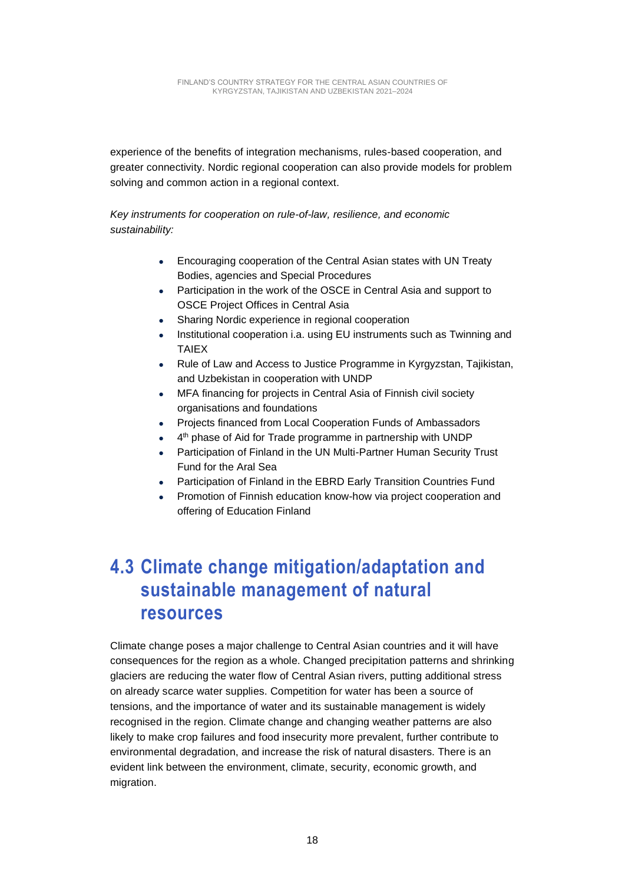experience of the benefits of integration mechanisms, rules-based cooperation, and greater connectivity. Nordic regional cooperation can also provide models for problem solving and common action in a regional context.

*Key instruments for cooperation on rule-of-law, resilience, and economic sustainability:*

- Encouraging cooperation of the Central Asian states with UN Treaty Bodies, agencies and Special Procedures
- Participation in the work of the OSCE in Central Asia and support to OSCE Project Offices in Central Asia
- Sharing Nordic experience in regional cooperation
- Institutional cooperation i.a. using EU instruments such as Twinning and TAIEX
- Rule of Law and Access to Justice Programme in Kyrgyzstan, Tajikistan, and Uzbekistan in cooperation with UNDP
- MFA financing for projects in Central Asia of Finnish civil society organisations and foundations
- Projects financed from Local Cooperation Funds of Ambassadors
- 4th phase of Aid for Trade programme in partnership with UNDP
- Participation of Finland in the UN Multi-Partner Human Security Trust Fund for the Aral Sea
- Participation of Finland in the EBRD Early Transition Countries Fund
- Promotion of Finnish education know-how via project cooperation and offering of Education Finland

## 4.3 Climate change mitigation/adaptation and sustainable management of natural resources

Climate change poses a major challenge to Central Asian countries and it will have consequences for the region as a whole. Changed precipitation patterns and shrinking glaciers are reducing the water flow of Central Asian rivers, putting additional stress on already scarce water supplies. Competition for water has been a source of tensions, and the importance of water and its sustainable management is widely recognised in the region. Climate change and changing weather patterns are also likely to make crop failures and food insecurity more prevalent, further contribute to environmental degradation, and increase the risk of natural disasters. There is an evident link between the environment, climate, security, economic growth, and migration.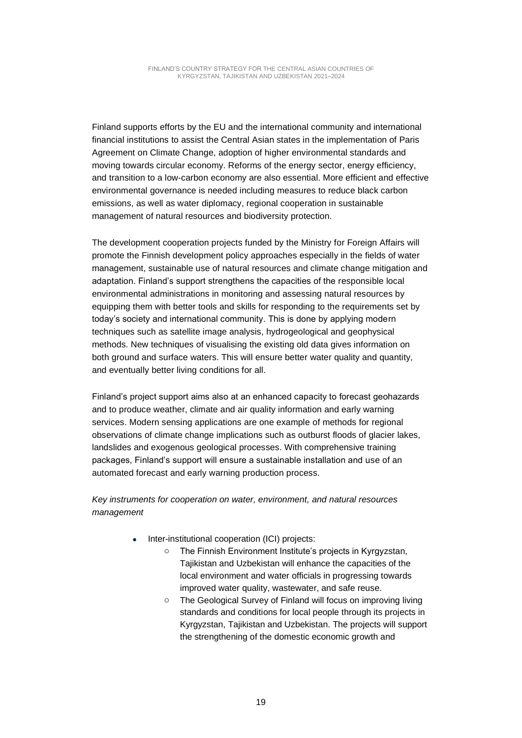Finland supports efforts by the EU and the international community and international financial institutions to assist the Central Asian states in the implementation of Paris Agreement on Climate Change, adoption of higher environmental standards and moving towards circular economy. Reforms of the energy sector, energy efficiency, and transition to a low-carbon economy are also essential. More efficient and effective environmental governance is needed including measures to reduce black carbon emissions, as well as water diplomacy, regional cooperation in sustainable management of natural resources and biodiversity protection.

The development cooperation projects funded by the Ministry for Foreign Affairs will promote the Finnish development policy approaches especially in the fields of water management, sustainable use of natural resources and climate change mitigation and adaptation. Finland's support strengthens the capacities of the responsible local environmental administrations in monitoring and assessing natural resources by equipping them with better tools and skills for responding to the requirements set by today's society and international community. This is done by applying modern techniques such as satellite image analysis, hydrogeological and geophysical methods. New techniques of visualising the existing old data gives information on both ground and surface waters. This will ensure better water quality and quantity, and eventually better living conditions for all.

Finland's project support aims also at an enhanced capacity to forecast geohazards and to produce weather, climate and air quality information and early warning services. Modern sensing applications are one example of methods for regional observations of climate change implications such as outburst floods of glacier lakes, landslides and exogenous geological processes. With comprehensive training packages, Finland's support will ensure a sustainable installation and use of an automated forecast and early warning production process.

*Key instruments for cooperation on water, environment, and natural resources management*

- Inter-institutional cooperation (ICI) projects:
  - The Finnish Environment Institute's projects in Kyrgyzstan, Tajikistan and Uzbekistan will enhance the capacities of the local environment and water officials in progressing towards improved water quality, wastewater, and safe reuse.
  - The Geological Survey of Finland will focus on improving living standards and conditions for local people through its projects in Kyrgyzstan, Tajikistan and Uzbekistan. The projects will support the strengthening of the domestic economic growth and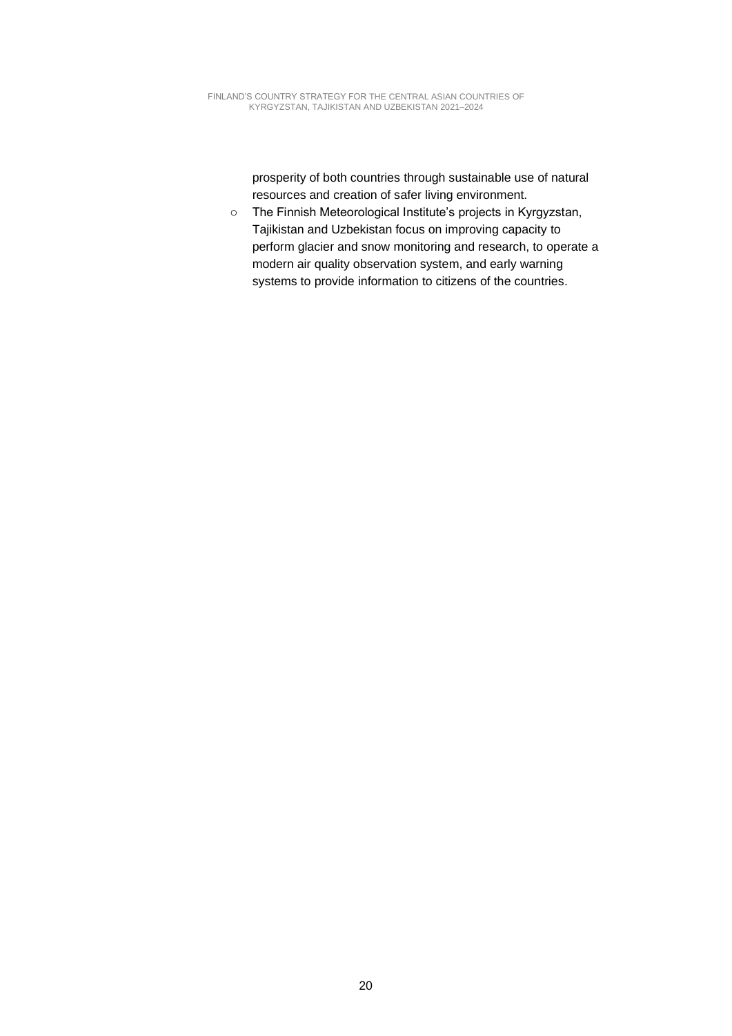prosperity of both countries through sustainable use of natural resources and creation of safer living environment.

- The Finnish Meteorological Institute's projects in Kyrgyzstan, Tajikistan and Uzbekistan focus on improving capacity to perform glacier and snow monitoring and research, to operate a modern air quality observation system, and early warning systems to provide information to citizens of the countries.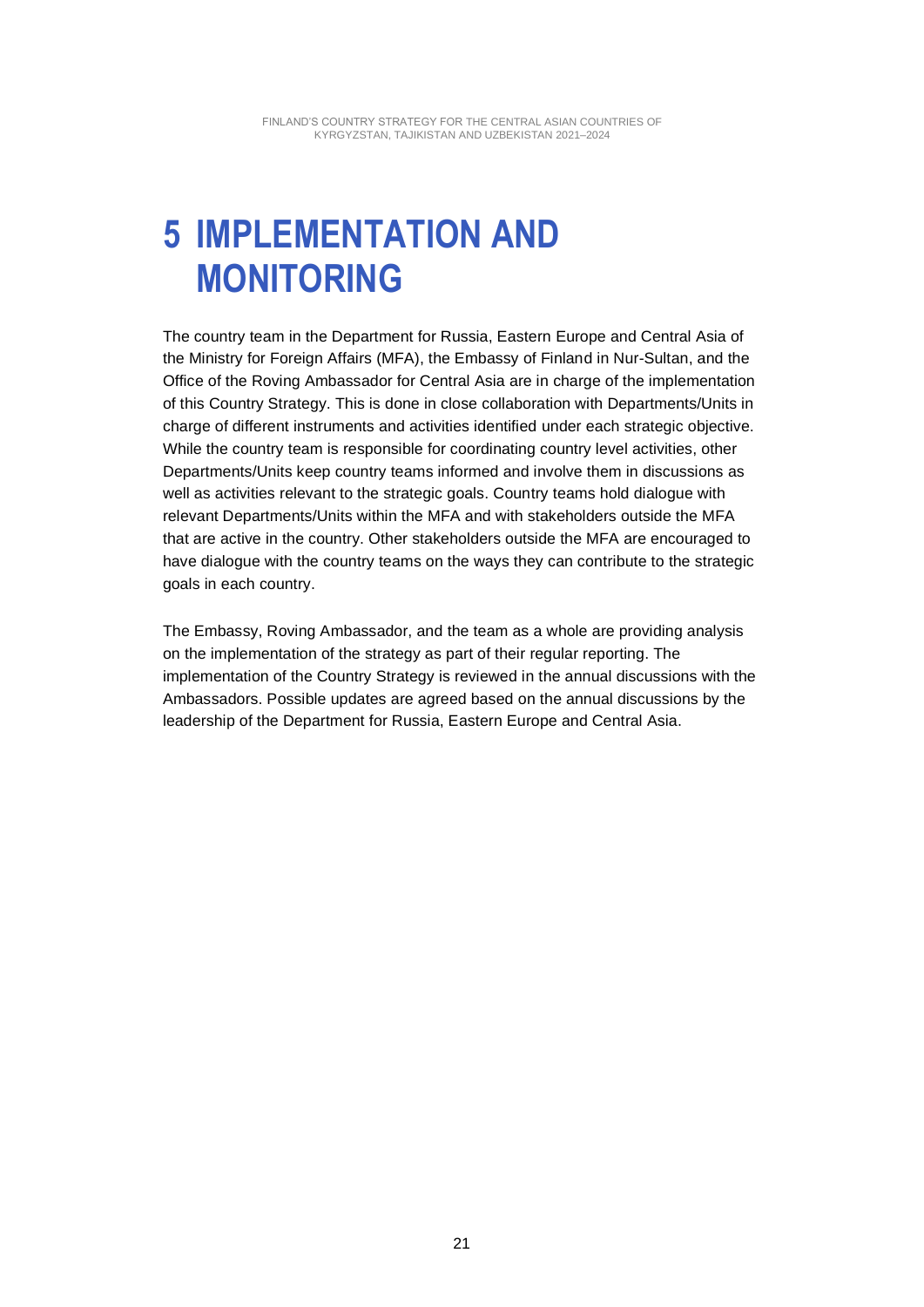# 5 IMPLEMENTATION AND MONITORING

The country team in the Department for Russia, Eastern Europe and Central Asia of the Ministry for Foreign Affairs (MFA), the Embassy of Finland in Nur-Sultan, and the Office of the Roving Ambassador for Central Asia are in charge of the implementation of this Country Strategy. This is done in close collaboration with Departments/Units in charge of different instruments and activities identified under each strategic objective. While the country team is responsible for coordinating country level activities, other Departments/Units keep country teams informed and involve them in discussions as well as activities relevant to the strategic goals. Country teams hold dialogue with relevant Departments/Units within the MFA and with stakeholders outside the MFA that are active in the country. Other stakeholders outside the MFA are encouraged to have dialogue with the country teams on the ways they can contribute to the strategic goals in each country.

The Embassy, Roving Ambassador, and the team as a whole are providing analysis on the implementation of the strategy as part of their regular reporting. The implementation of the Country Strategy is reviewed in the annual discussions with the Ambassadors. Possible updates are agreed based on the annual discussions by the leadership of the Department for Russia, Eastern Europe and Central Asia.